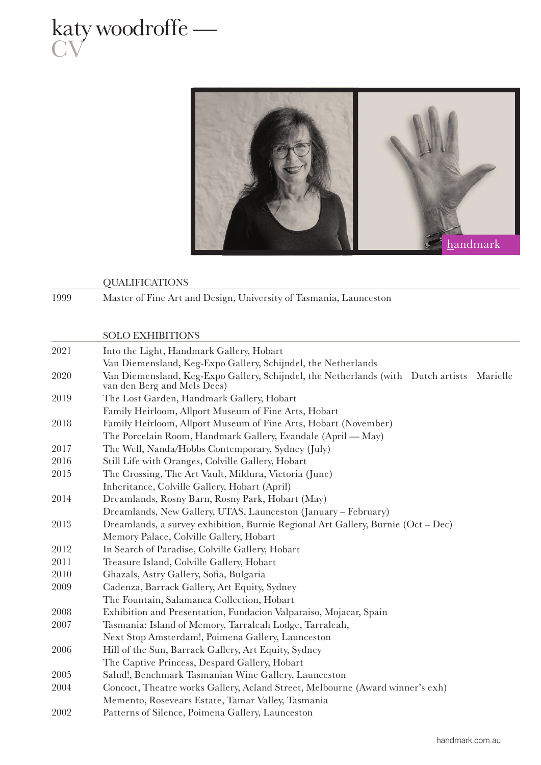# katy woodroffe — CV

handmark

## QUALIFICATIONS

| | |
|---|---|
| 1999 | Master of Fine Art and Design, University of Tasmania, Launceston |

## SOLO EXHIBITIONS

| | |
|---|---|
| 2021 | Into the Light, Handmark Gallery, Hobart |
| | Van Diemensland, Keg-Expo Gallery, Schijndel, the Netherlands |
| 2020 | Van Diemensland, Keg-Expo Gallery, Schijndel, the Netherlands (with Dutch artists Marielle van den Berg and Mels Dees) |
| 2019 | The Lost Garden, Handmark Gallery, Hobart |
| | Family Heirloom, Allport Museum of Fine Arts, Hobart |
| 2018 | Family Heirloom, Allport Museum of Fine Arts, Hobart (November) |
| | The Porcelain Room, Handmark Gallery, Evandale (April — May) |
| 2017 | The Well, Nanda/Hobbs Contemporary, Sydney (July) |
| 2016 | Still Life with Oranges, Colville Gallery, Hobart |
| 2015 | The Crossing, The Art Vault, Mildura, Victoria (June) |
| | Inheritance, Colville Gallery, Hobart (April) |
| 2014 | Dreamlands, Rosny Barn, Rosny Park, Hobart (May) |
| | Dreamlands, New Gallery, UTAS, Launceston (January – February) |
| 2013 | Dreamlands, a survey exhibition, Burnie Regional Art Gallery, Burnie (Oct – Dec) |
| | Memory Palace, Colville Gallery, Hobart |
| 2012 | In Search of Paradise, Colville Gallery, Hobart |
| 2011 | Treasure Island, Colville Gallery, Hobart |
| 2010 | Ghazals, Astry Gallery, Sofia, Bulgaria |
| 2009 | Cadenza, Barrack Gallery, Art Equity, Sydney |
| | The Fountain, Salamanca Collection, Hobart |
| 2008 | Exhibition and Presentation, Fundacion Valparaiso, Mojacar, Spain |
| 2007 | Tasmania: Island of Memory, Tarraleah Lodge, Tarraleah, |
| | Next Stop Amsterdam!, Poimena Gallery, Launceston |
| 2006 | Hill of the Sun, Barrack Gallery, Art Equity, Sydney |
| | The Captive Princess, Despard Gallery, Hobart |
| 2005 | Salud!, Benchmark Tasmanian Wine Gallery, Launceston |
| 2004 | Concoct, Theatre works Gallery, Acland Street, Melbourne (Award winner's exh) |
| | Memento, Rosevears Estate, Tamar Valley, Tasmania |
| 2002 | Patterns of Silence, Poimena Gallery, Launceston |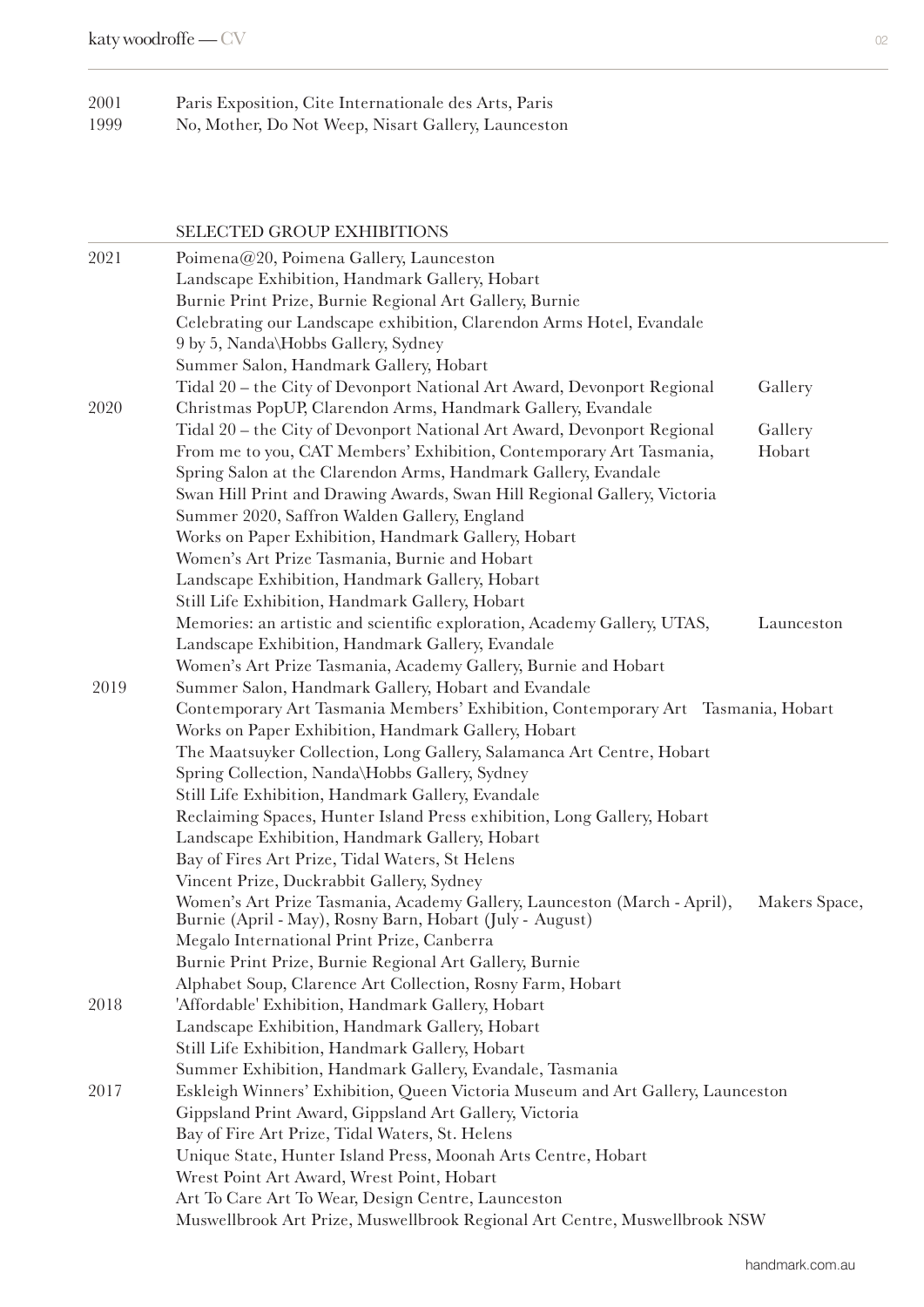2001 Paris Exposition, Cite Internationale des Arts, Paris
1999 No, Mother, Do Not Weep, Nisart Gallery, Launceston

## SELECTED GROUP EXHIBITIONS

**2021**
- Poimena@20, Poimena Gallery, Launceston
- Landscape Exhibition, Handmark Gallery, Hobart
- Burnie Print Prize, Burnie Regional Art Gallery, Burnie
- Celebrating our Landscape exhibition, Clarendon Arms Hotel, Evandale
- 9 by 5, Nanda\Hobbs Gallery, Sydney
- Summer Salon, Handmark Gallery, Hobart
- Tidal 20 – the City of Devonport National Art Award, Devonport Regional Gallery

**2020**
- Christmas PopUP, Clarendon Arms, Handmark Gallery, Evandale
- Tidal 20 – the City of Devonport National Art Award, Devonport Regional Gallery
- From me to you, CAT Members' Exhibition, Contemporary Art Tasmania, Hobart
- Spring Salon at the Clarendon Arms, Handmark Gallery, Evandale
- Swan Hill Print and Drawing Awards, Swan Hill Regional Gallery, Victoria
- Summer 2020, Saffron Walden Gallery, England
- Works on Paper Exhibition, Handmark Gallery, Hobart
- Women's Art Prize Tasmania, Burnie and Hobart
- Landscape Exhibition, Handmark Gallery, Hobart
- Still Life Exhibition, Handmark Gallery, Hobart
- Memories: an artistic and scientific exploration, Academy Gallery, UTAS, Launceston
- Landscape Exhibition, Handmark Gallery, Evandale
- Women's Art Prize Tasmania, Academy Gallery, Burnie and Hobart

**2019**
- Summer Salon, Handmark Gallery, Hobart and Evandale
- Contemporary Art Tasmania Members' Exhibition, Contemporary Art Tasmania, Hobart
- Works on Paper Exhibition, Handmark Gallery, Hobart
- The Maatsuyker Collection, Long Gallery, Salamanca Art Centre, Hobart
- Spring Collection, Nanda\Hobbs Gallery, Sydney
- Still Life Exhibition, Handmark Gallery, Evandale
- Reclaiming Spaces, Hunter Island Press exhibition, Long Gallery, Hobart
- Landscape Exhibition, Handmark Gallery, Hobart
- Bay of Fires Art Prize, Tidal Waters, St Helens
- Vincent Prize, Duckrabbit Gallery, Sydney
- Women's Art Prize Tasmania, Academy Gallery, Launceston (March - April), Makers Space, Burnie (April - May), Rosny Barn, Hobart (July - August)
- Megalo International Print Prize, Canberra
- Burnie Print Prize, Burnie Regional Art Gallery, Burnie
- Alphabet Soup, Clarence Art Collection, Rosny Farm, Hobart

**2018**
- 'Affordable' Exhibition, Handmark Gallery, Hobart
- Landscape Exhibition, Handmark Gallery, Hobart
- Still Life Exhibition, Handmark Gallery, Hobart
- Summer Exhibition, Handmark Gallery, Evandale, Tasmania

**2017**
- Eskleigh Winners' Exhibition, Queen Victoria Museum and Art Gallery, Launceston
- Gippsland Print Award, Gippsland Art Gallery, Victoria
- Bay of Fire Art Prize, Tidal Waters, St. Helens
- Unique State, Hunter Island Press, Moonah Arts Centre, Hobart
- Wrest Point Art Award, Wrest Point, Hobart
- Art To Care Art To Wear, Design Centre, Launceston
- Muswellbrook Art Prize, Muswellbrook Regional Art Centre, Muswellbrook NSW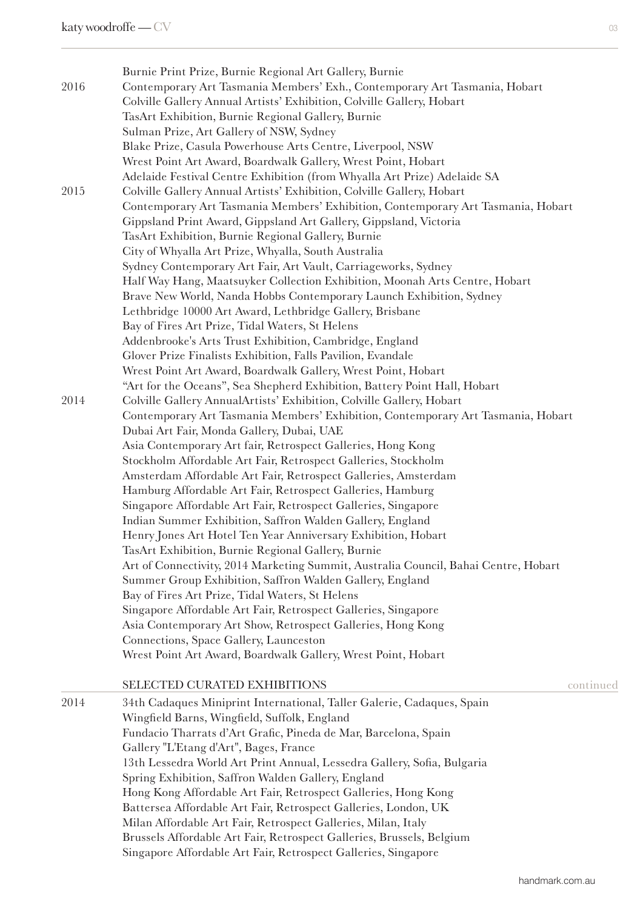Burnie Print Prize, Burnie Regional Art Gallery, Burnie

**2016**

Contemporary Art Tasmania Members' Exh., Contemporary Art Tasmania, Hobart
Colville Gallery Annual Artists' Exhibition, Colville Gallery, Hobart
TasArt Exhibition, Burnie Regional Gallery, Burnie
Sulman Prize, Art Gallery of NSW, Sydney
Blake Prize, Casula Powerhouse Arts Centre, Liverpool, NSW
Wrest Point Art Award, Boardwalk Gallery, Wrest Point, Hobart
Adelaide Festival Centre Exhibition (from Whyalla Art Prize) Adelaide SA

**2015**

Colville Gallery Annual Artists' Exhibition, Colville Gallery, Hobart
Contemporary Art Tasmania Members' Exhibition, Contemporary Art Tasmania, Hobart
Gippsland Print Award, Gippsland Art Gallery, Gippsland, Victoria
TasArt Exhibition, Burnie Regional Gallery, Burnie
City of Whyalla Art Prize, Whyalla, South Australia
Sydney Contemporary Art Fair, Art Vault, Carriageworks, Sydney
Half Way Hang, Maatsuyker Collection Exhibition, Moonah Arts Centre, Hobart
Brave New World, Nanda Hobbs Contemporary Launch Exhibition, Sydney
Lethbridge 10000 Art Award, Lethbridge Gallery, Brisbane
Bay of Fires Art Prize, Tidal Waters, St Helens
Addenbrooke's Arts Trust Exhibition, Cambridge, England
Glover Prize Finalists Exhibition, Falls Pavilion, Evandale
Wrest Point Art Award, Boardwalk Gallery, Wrest Point, Hobart
"Art for the Oceans", Sea Shepherd Exhibition, Battery Point Hall, Hobart

**2014**

Colville Gallery AnnualArtists' Exhibition, Colville Gallery, Hobart
Contemporary Art Tasmania Members' Exhibition, Contemporary Art Tasmania, Hobart
Dubai Art Fair, Monda Gallery, Dubai, UAE
Asia Contemporary Art fair, Retrospect Galleries, Hong Kong
Stockholm Affordable Art Fair, Retrospect Galleries, Stockholm
Amsterdam Affordable Art Fair, Retrospect Galleries, Amsterdam
Hamburg Affordable Art Fair, Retrospect Galleries, Hamburg
Singapore Affordable Art Fair, Retrospect Galleries, Singapore
Indian Summer Exhibition, Saffron Walden Gallery, England
Henry Jones Art Hotel Ten Year Anniversary Exhibition, Hobart
TasArt Exhibition, Burnie Regional Gallery, Burnie
Art of Connectivity, 2014 Marketing Summit, Australia Council, Bahai Centre, Hobart
Summer Group Exhibition, Saffron Walden Gallery, England
Bay of Fires Art Prize, Tidal Waters, St Helens
Singapore Affordable Art Fair, Retrospect Galleries, Singapore
Asia Contemporary Art Show, Retrospect Galleries, Hong Kong
Connections, Space Gallery, Launceston
Wrest Point Art Award, Boardwalk Gallery, Wrest Point, Hobart

## SELECTED CURATED EXHIBITIONS continued

**2014**

34th Cadaques Miniprint International, Taller Galerie, Cadaques, Spain
Wingfield Barns, Wingfield, Suffolk, England
Fundacio Tharrats d'Art Grafic, Pineda de Mar, Barcelona, Spain
Gallery "L'Etang d'Art", Bages, France
13th Lessedra World Art Print Annual, Lessedra Gallery, Sofia, Bulgaria
Spring Exhibition, Saffron Walden Gallery, England
Hong Kong Affordable Art Fair, Retrospect Galleries, Hong Kong
Battersea Affordable Art Fair, Retrospect Galleries, London, UK
Milan Affordable Art Fair, Retrospect Galleries, Milan, Italy
Brussels Affordable Art Fair, Retrospect Galleries, Brussels, Belgium
Singapore Affordable Art Fair, Retrospect Galleries, Singapore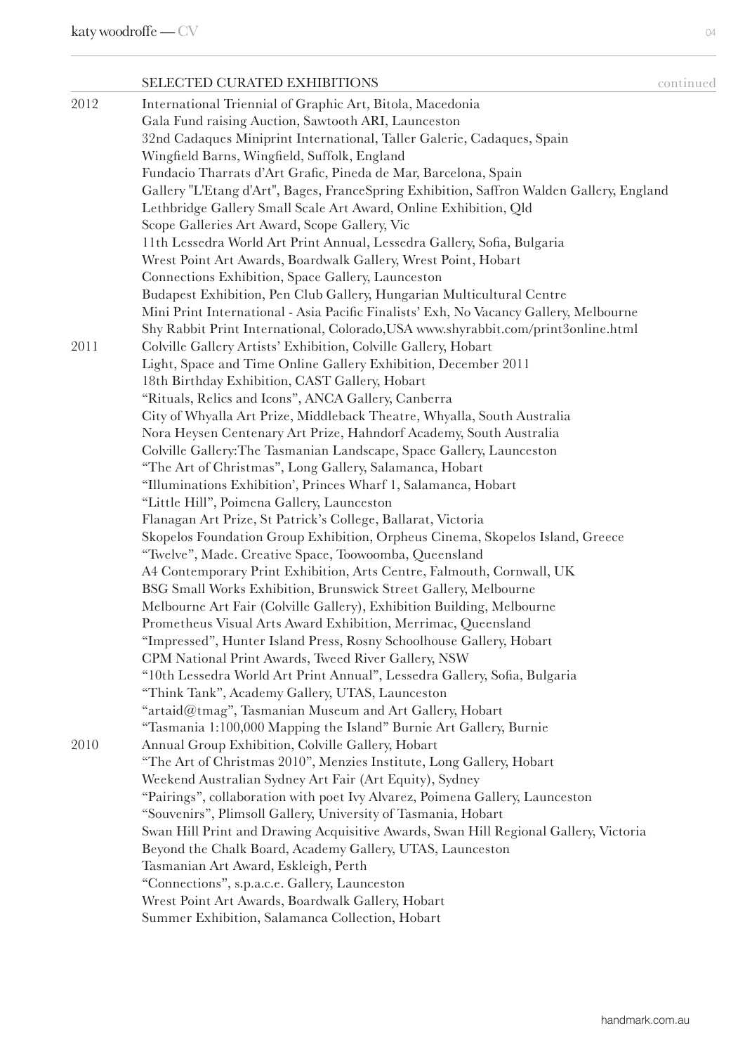## SELECTED CURATED EXHIBITIONS continued

**2012**

International Triennial of Graphic Art, Bitola, Macedonia
Gala Fund raising Auction, Sawtooth ARI, Launceston
32nd Cadaques Miniprint International, Taller Galerie, Cadaques, Spain
Wingfield Barns, Wingfield, Suffolk, England
Fundacio Tharrats d'Art Grafic, Pineda de Mar, Barcelona, Spain
Gallery "L'Etang d'Art", Bages, FranceSpring Exhibition, Saffron Walden Gallery, England
Lethbridge Gallery Small Scale Art Award, Online Exhibition, Qld
Scope Galleries Art Award, Scope Gallery, Vic
11th Lessedra World Art Print Annual, Lessedra Gallery, Sofia, Bulgaria
Wrest Point Art Awards, Boardwalk Gallery, Wrest Point, Hobart
Connections Exhibition, Space Gallery, Launceston
Budapest Exhibition, Pen Club Gallery, Hungarian Multicultural Centre
Mini Print International - Asia Pacific Finalists' Exh, No Vacancy Gallery, Melbourne
Shy Rabbit Print International, Colorado,USA www.shyrabbit.com/print3online.html

**2011**

Colville Gallery Artists' Exhibition, Colville Gallery, Hobart
Light, Space and Time Online Gallery Exhibition, December 2011
18th Birthday Exhibition, CAST Gallery, Hobart
"Rituals, Relics and Icons", ANCA Gallery, Canberra
City of Whyalla Art Prize, Middleback Theatre, Whyalla, South Australia
Nora Heysen Centenary Art Prize, Hahndorf Academy, South Australia
Colville Gallery:The Tasmanian Landscape, Space Gallery, Launceston
"The Art of Christmas", Long Gallery, Salamanca, Hobart
"Illuminations Exhibition', Princes Wharf 1, Salamanca, Hobart
"Little Hill", Poimena Gallery, Launceston
Flanagan Art Prize, St Patrick's College, Ballarat, Victoria
Skopelos Foundation Group Exhibition, Orpheus Cinema, Skopelos Island, Greece
"Twelve", Made. Creative Space, Toowoomba, Queensland
A4 Contemporary Print Exhibition, Arts Centre, Falmouth, Cornwall, UK
BSG Small Works Exhibition, Brunswick Street Gallery, Melbourne
Melbourne Art Fair (Colville Gallery), Exhibition Building, Melbourne
Prometheus Visual Arts Award Exhibition, Merrimac, Queensland
"Impressed", Hunter Island Press, Rosny Schoolhouse Gallery, Hobart
CPM National Print Awards, Tweed River Gallery, NSW
"10th Lessedra World Art Print Annual", Lessedra Gallery, Sofia, Bulgaria
"Think Tank", Academy Gallery, UTAS, Launceston
"artaid@tmag", Tasmanian Museum and Art Gallery, Hobart
"Tasmania 1:100,000 Mapping the Island" Burnie Art Gallery, Burnie

**2010**

Annual Group Exhibition, Colville Gallery, Hobart
"The Art of Christmas 2010", Menzies Institute, Long Gallery, Hobart
Weekend Australian Sydney Art Fair (Art Equity), Sydney
"Pairings", collaboration with poet Ivy Alvarez, Poimena Gallery, Launceston
"Souvenirs", Plimsoll Gallery, University of Tasmania, Hobart
Swan Hill Print and Drawing Acquisitive Awards, Swan Hill Regional Gallery, Victoria
Beyond the Chalk Board, Academy Gallery, UTAS, Launceston
Tasmanian Art Award, Eskleigh, Perth
"Connections", s.p.a.c.e. Gallery, Launceston
Wrest Point Art Awards, Boardwalk Gallery, Hobart
Summer Exhibition, Salamanca Collection, Hobart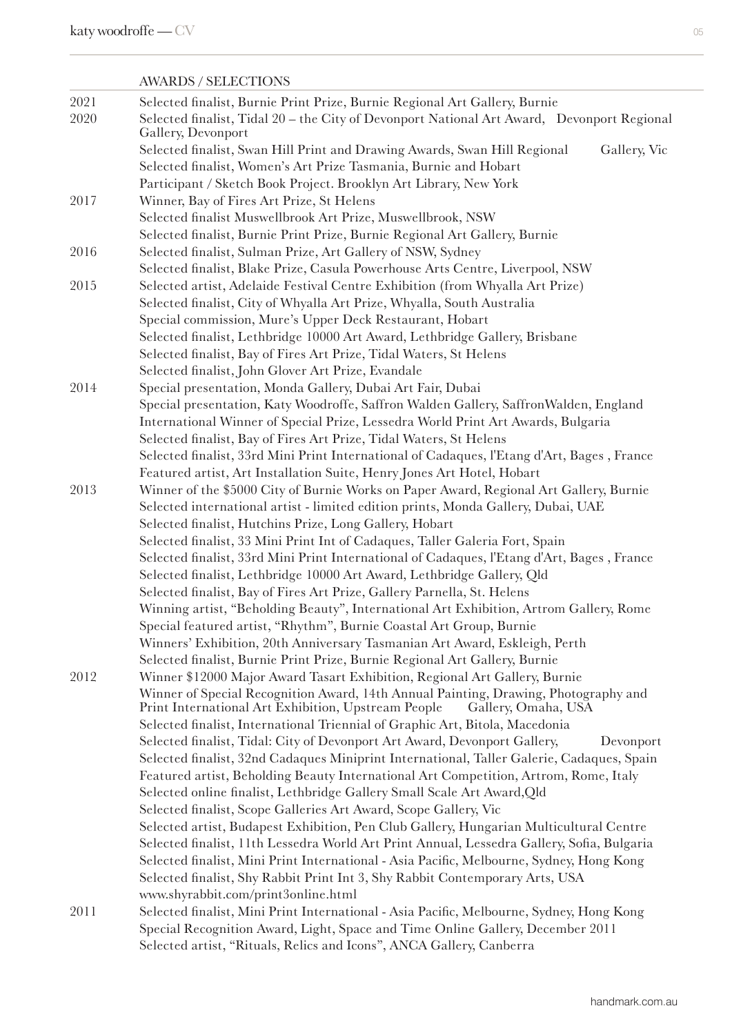## AWARDS / SELECTIONS

| | |
|---|---|
| 2021 | Selected finalist, Burnie Print Prize, Burnie Regional Art Gallery, Burnie |
| 2020 | Selected finalist, Tidal 20 – the City of Devonport National Art Award, Devonport Regional Gallery, Devonport |
| | Selected finalist, Swan Hill Print and Drawing Awards, Swan Hill Regional Gallery, Vic |
| | Selected finalist, Women's Art Prize Tasmania, Burnie and Hobart |
| | Participant / Sketch Book Project. Brooklyn Art Library, New York |
| 2017 | Winner, Bay of Fires Art Prize, St Helens |
| | Selected finalist Muswellbrook Art Prize, Muswellbrook, NSW |
| | Selected finalist, Burnie Print Prize, Burnie Regional Art Gallery, Burnie |
| 2016 | Selected finalist, Sulman Prize, Art Gallery of NSW, Sydney |
| | Selected finalist, Blake Prize, Casula Powerhouse Arts Centre, Liverpool, NSW |
| 2015 | Selected artist, Adelaide Festival Centre Exhibition (from Whyalla Art Prize) |
| | Selected finalist, City of Whyalla Art Prize, Whyalla, South Australia |
| | Special commission, Mure's Upper Deck Restaurant, Hobart |
| | Selected finalist, Lethbridge 10000 Art Award, Lethbridge Gallery, Brisbane |
| | Selected finalist, Bay of Fires Art Prize, Tidal Waters, St Helens |
| | Selected finalist, John Glover Art Prize, Evandale |
| 2014 | Special presentation, Monda Gallery, Dubai Art Fair, Dubai |
| | Special presentation, Katy Woodroffe, Saffron Walden Gallery, SaffronWalden, England |
| | International Winner of Special Prize, Lessedra World Print Art Awards, Bulgaria |
| | Selected finalist, Bay of Fires Art Prize, Tidal Waters, St Helens |
| | Selected finalist, 33rd Mini Print International of Cadaques, l'Etang d'Art, Bages , France |
| | Featured artist, Art Installation Suite, Henry Jones Art Hotel, Hobart |
| 2013 | Winner of the $5000 City of Burnie Works on Paper Award, Regional Art Gallery, Burnie |
| | Selected international artist - limited edition prints, Monda Gallery, Dubai, UAE |
| | Selected finalist, Hutchins Prize, Long Gallery, Hobart |
| | Selected finalist, 33 Mini Print Int of Cadaques, Taller Galeria Fort, Spain |
| | Selected finalist, 33rd Mini Print International of Cadaques, l'Etang d'Art, Bages , France |
| | Selected finalist, Lethbridge 10000 Art Award, Lethbridge Gallery, Qld |
| | Selected finalist, Bay of Fires Art Prize, Gallery Parnella, St. Helens |
| | Winning artist, "Beholding Beauty", International Art Exhibition, Artrom Gallery, Rome |
| | Special featured artist, "Rhythm", Burnie Coastal Art Group, Burnie |
| | Winners' Exhibition, 20th Anniversary Tasmanian Art Award, Eskleigh, Perth |
| | Selected finalist, Burnie Print Prize, Burnie Regional Art Gallery, Burnie |
| 2012 | Winner $12000 Major Award Tasart Exhibition, Regional Art Gallery, Burnie |
| | Winner of Special Recognition Award, 14th Annual Painting, Drawing, Photography and Print International Art Exhibition, Upstream People Gallery, Omaha, USA |
| | Selected finalist, International Triennial of Graphic Art, Bitola, Macedonia |
| | Selected finalist, Tidal: City of Devonport Art Award, Devonport Gallery, Devonport |
| | Selected finalist, 32nd Cadaques Miniprint International, Taller Galerie, Cadaques, Spain |
| | Featured artist, Beholding Beauty International Art Competition, Artrom, Rome, Italy |
| | Selected online finalist, Lethbridge Gallery Small Scale Art Award,Qld |
| | Selected finalist, Scope Galleries Art Award, Scope Gallery, Vic |
| | Selected artist, Budapest Exhibition, Pen Club Gallery, Hungarian Multicultural Centre |
| | Selected finalist, 11th Lessedra World Art Print Annual, Lessedra Gallery, Sofia, Bulgaria |
| | Selected finalist, Mini Print International - Asia Pacific, Melbourne, Sydney, Hong Kong |
| | Selected finalist, Shy Rabbit Print Int 3, Shy Rabbit Contemporary Arts, USA www.shyrabbit.com/print3online.html |
| 2011 | Selected finalist, Mini Print International - Asia Pacific, Melbourne, Sydney, Hong Kong |
| | Special Recognition Award, Light, Space and Time Online Gallery, December 2011 |
| | Selected artist, "Rituals, Relics and Icons", ANCA Gallery, Canberra |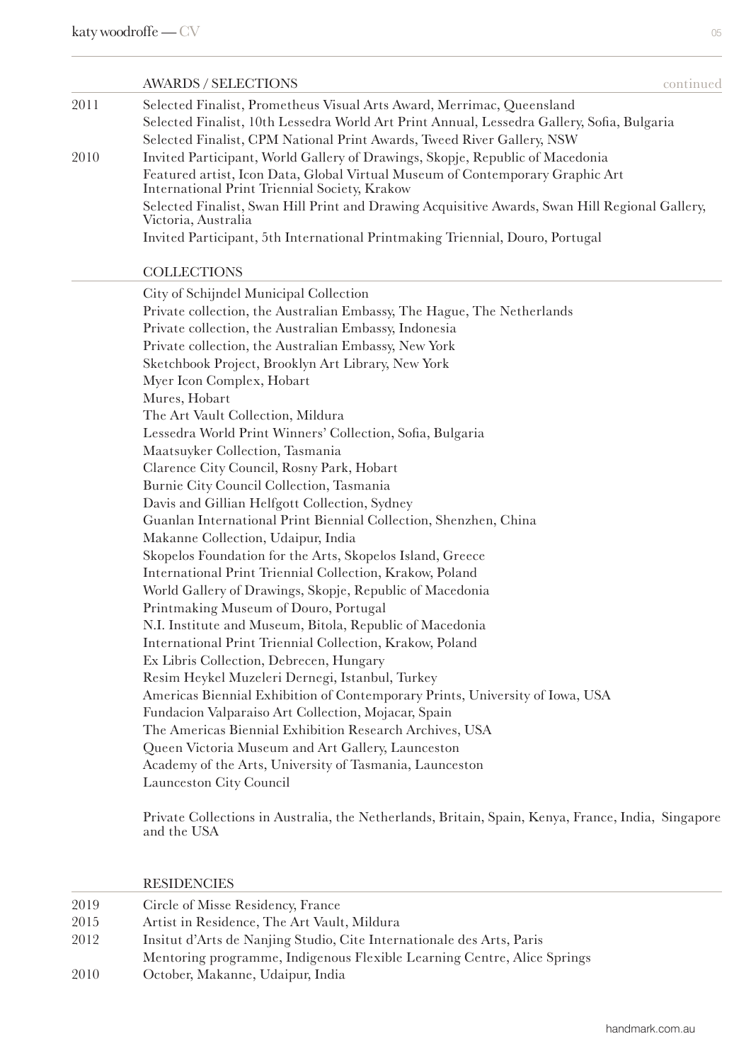## AWARDS / SELECTIONS

continued

2011 Selected Finalist, Prometheus Visual Arts Award, Merrimac, Queensland
Selected Finalist, 10th Lessedra World Art Print Annual, Lessedra Gallery, Sofia, Bulgaria
Selected Finalist, CPM National Print Awards, Tweed River Gallery, NSW

2010 Invited Participant, World Gallery of Drawings, Skopje, Republic of Macedonia
Featured artist, Icon Data, Global Virtual Museum of Contemporary Graphic Art International Print Triennial Society, Krakow
Selected Finalist, Swan Hill Print and Drawing Acquisitive Awards, Swan Hill Regional Gallery, Victoria, Australia
Invited Participant, 5th International Printmaking Triennial, Douro, Portugal

## COLLECTIONS

City of Schijndel Municipal Collection
Private collection, the Australian Embassy, The Hague, The Netherlands
Private collection, the Australian Embassy, Indonesia
Private collection, the Australian Embassy, New York
Sketchbook Project, Brooklyn Art Library, New York
Myer Icon Complex, Hobart
Mures, Hobart
The Art Vault Collection, Mildura
Lessedra World Print Winners' Collection, Sofia, Bulgaria
Maatsuyker Collection, Tasmania
Clarence City Council, Rosny Park, Hobart
Burnie City Council Collection, Tasmania
Davis and Gillian Helfgott Collection, Sydney
Guanlan International Print Biennial Collection, Shenzhen, China
Makanne Collection, Udaipur, India
Skopelos Foundation for the Arts, Skopelos Island, Greece
International Print Triennial Collection, Krakow, Poland
World Gallery of Drawings, Skopje, Republic of Macedonia
Printmaking Museum of Douro, Portugal
N.I. Institute and Museum, Bitola, Republic of Macedonia
International Print Triennial Collection, Krakow, Poland
Ex Libris Collection, Debrecen, Hungary
Resim Heykel Muzeleri Dernegi, Istanbul, Turkey
Americas Biennial Exhibition of Contemporary Prints, University of Iowa, USA
Fundacion Valparaiso Art Collection, Mojacar, Spain
The Americas Biennial Exhibition Research Archives, USA
Queen Victoria Museum and Art Gallery, Launceston
Academy of the Arts, University of Tasmania, Launceston
Launceston City Council

Private Collections in Australia, the Netherlands, Britain, Spain, Kenya, France, India, Singapore and the USA

## RESIDENCIES

2019 Circle of Misse Residency, France

2015 Artist in Residence, The Art Vault, Mildura

2012 Insitut d'Arts de Nanjing Studio, Cite Internationale des Arts, Paris
Mentoring programme, Indigenous Flexible Learning Centre, Alice Springs

2010 October, Makanne, Udaipur, India